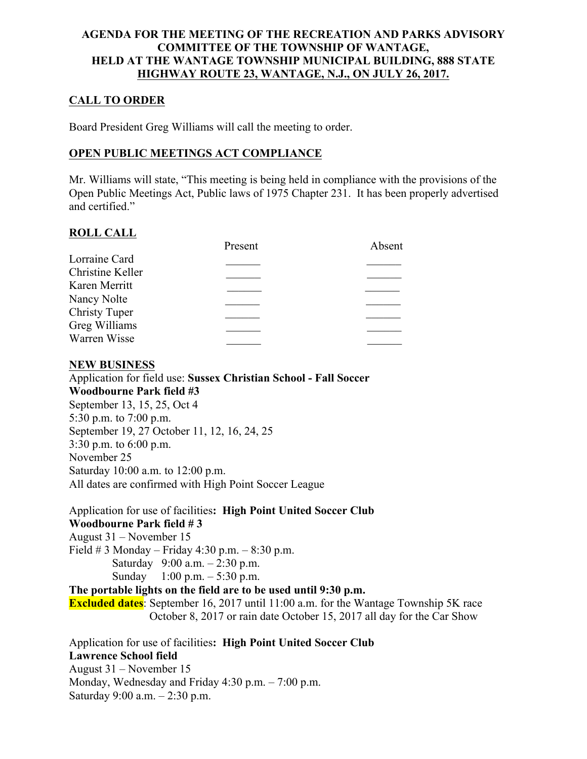# AGENDA FOR THE MEETING OF THE RECREATION AND PARKS ADVISORY COMMITTEE OF THE TOWNSHIP OF WANTAGE, HELD AT THE WANTAGE TOWNSHIP MUNICIPAL BUILDING, 888 STATE HIGHWAY ROUTE 23, WANTAGE, N.J., ON JULY 26, 2017.

## CALL TO ORDER

Board President Greg Williams will call the meeting to order.

## OPEN PUBLIC MEETINGS ACT COMPLIANCE

Mr. Williams will state, "This meeting is being held in compliance with the provisions of the Open Public Meetings Act, Public laws of 1975 Chapter 231. It has been properly advertised and certified."

## ROLL CALL

| | Present | Absent |
|---|---|---|
| Lorraine Card | ______ | ______ |
| Christine Keller | ______ | ______ |
| Karen Merritt | ______ | ______ |
| Nancy Nolte | ______ | ______ |
| Christy Tuper | ______ | ______ |
| Greg Williams | ______ | ______ |
| Warren Wisse | ______ | ______ |

## NEW BUSINESS

Application for field use: **Sussex Christian School - Fall Soccer**
**Woodbourne Park field #3**
September 13, 15, 25, Oct 4
5:30 p.m. to 7:00 p.m.
September 19, 27 October 11, 12, 16, 24, 25
3:30 p.m. to 6:00 p.m.
November 25
Saturday 10:00 a.m. to 12:00 p.m.
All dates are confirmed with High Point Soccer League

Application for use of facilities**: High Point United Soccer Club**
**Woodbourne Park field # 3**
August 31 – November 15
Field # 3 Monday – Friday 4:30 p.m. – 8:30 p.m.
Saturday 9:00 a.m. – 2:30 p.m.
Sunday 1:00 p.m. – 5:30 p.m.
**The portable lights on the field are to be used until 9:30 p.m.**
**Excluded dates**: September 16, 2017 until 11:00 a.m. for the Wantage Township 5K race
October 8, 2017 or rain date October 15, 2017 all day for the Car Show

Application for use of facilities**: High Point United Soccer Club**
**Lawrence School field**
August 31 – November 15
Monday, Wednesday and Friday 4:30 p.m. – 7:00 p.m.
Saturday 9:00 a.m. – 2:30 p.m.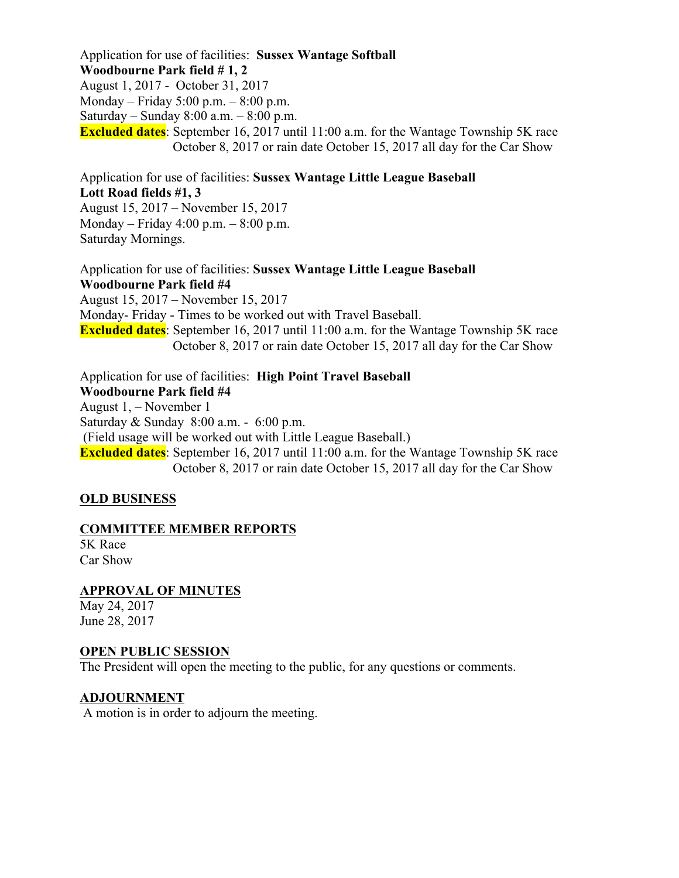Application for use of facilities: **Sussex Wantage Softball**
**Woodbourne Park field # 1, 2**
August 1, 2017 - October 31, 2017
Monday – Friday 5:00 p.m. – 8:00 p.m.
Saturday – Sunday 8:00 a.m. – 8:00 p.m.
**Excluded dates**: September 16, 2017 until 11:00 a.m. for the Wantage Township 5K race
October 8, 2017 or rain date October 15, 2017 all day for the Car Show

Application for use of facilities: **Sussex Wantage Little League Baseball**
**Lott Road fields #1, 3**
August 15, 2017 – November 15, 2017
Monday – Friday 4:00 p.m. – 8:00 p.m.
Saturday Mornings.

Application for use of facilities: **Sussex Wantage Little League Baseball**
**Woodbourne Park field #4**
August 15, 2017 – November 15, 2017
Monday- Friday - Times to be worked out with Travel Baseball.
**Excluded dates**: September 16, 2017 until 11:00 a.m. for the Wantage Township 5K race
October 8, 2017 or rain date October 15, 2017 all day for the Car Show

Application for use of facilities: **High Point Travel Baseball**
**Woodbourne Park field #4**
August 1, – November 1
Saturday & Sunday 8:00 a.m. - 6:00 p.m.
(Field usage will be worked out with Little League Baseball.)
**Excluded dates**: September 16, 2017 until 11:00 a.m. for the Wantage Township 5K race
October 8, 2017 or rain date October 15, 2017 all day for the Car Show

## OLD BUSINESS

## COMMITTEE MEMBER REPORTS

5K Race
Car Show

## APPROVAL OF MINUTES

May 24, 2017
June 28, 2017

## OPEN PUBLIC SESSION

The President will open the meeting to the public, for any questions or comments.

## ADJOURNMENT

A motion is in order to adjourn the meeting.